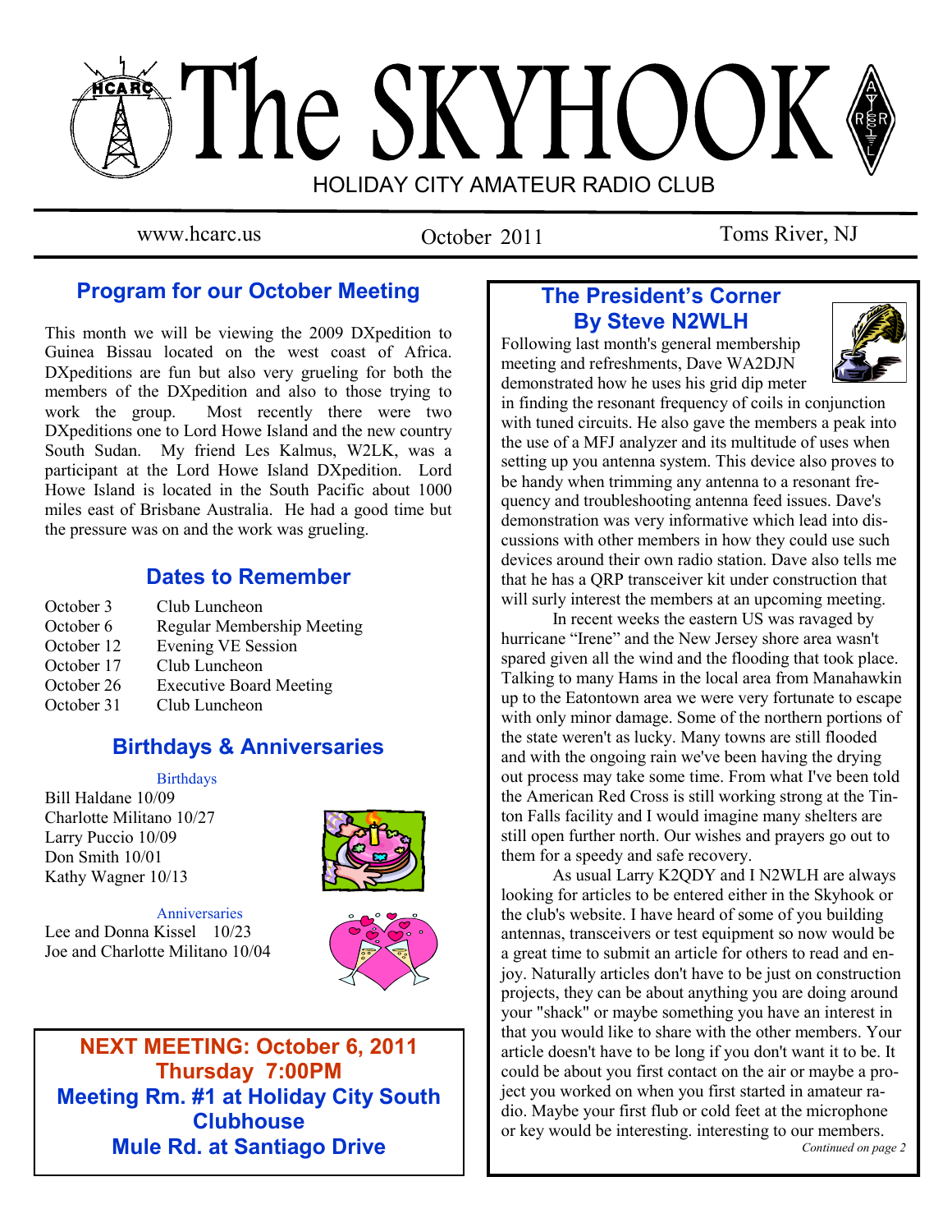# The SKYHOOK

HOLIDAY CITY AMATEUR RADIO CLUB

www.hcarc.us | October 2011 | Toms River, NJ

## Program for our October Meeting

This month we will be viewing the 2009 DXpedition to Guinea Bissau located on the west coast of Africa. DXpeditions are fun but also very grueling for both the members of the DXpedition and also to those trying to work the group. Most recently there were two DXpeditions one to Lord Howe Island and the new country South Sudan. My friend Les Kalmus, W2LK, was a participant at the Lord Howe Island DXpedition. Lord Howe Island is located in the South Pacific about 1000 miles east of Brisbane Australia. He had a good time but the pressure was on and the work was grueling.

## Dates to Remember

| | |
|---|---|
| October 3 | Club Luncheon |
| October 6 | Regular Membership Meeting |
| October 12 | Evening VE Session |
| October 17 | Club Luncheon |
| October 26 | Executive Board Meeting |
| October 31 | Club Luncheon |

## Birthdays & Anniversaries

Birthdays

Bill Haldane 10/09
Charlotte Militano 10/27
Larry Puccio 10/09
Don Smith 10/01
Kathy Wagner 10/13

Anniversaries

Lee and Donna Kissel 10/23
Joe and Charlotte Militano 10/04

**NEXT MEETING: October 6, 2011**
**Thursday 7:00PM**
**Meeting Rm. #1 at Holiday City South Clubhouse**
**Mule Rd. at Santiago Drive**

## The President's Corner
## By Steve N2WLH

Following last month's general membership meeting and refreshments, Dave WA2DJN demonstrated how he uses his grid dip meter in finding the resonant frequency of coils in conjunction with tuned circuits. He also gave the members a peak into the use of a MFJ analyzer and its multitude of uses when setting up you antenna system. This device also proves to be handy when trimming any antenna to a resonant frequency and troubleshooting antenna feed issues. Dave's demonstration was very informative which lead into discussions with other members in how they could use such devices around their own radio station. Dave also tells me that he has a QRP transceiver kit under construction that will surly interest the members at an upcoming meeting.

In recent weeks the eastern US was ravaged by hurricane "Irene" and the New Jersey shore area wasn't spared given all the wind and the flooding that took place. Talking to many Hams in the local area from Manahawkin up to the Eatontown area we were very fortunate to escape with only minor damage. Some of the northern portions of the state weren't as lucky. Many towns are still flooded and with the ongoing rain we've been having the drying out process may take some time. From what I've been told the American Red Cross is still working strong at the Tinton Falls facility and I would imagine many shelters are still open further north. Our wishes and prayers go out to them for a speedy and safe recovery.

As usual Larry K2QDY and I N2WLH are always looking for articles to be entered either in the Skyhook or the club's website. I have heard of some of you building antennas, transceivers or test equipment so now would be a great time to submit an article for others to read and enjoy. Naturally articles don't have to be just on construction projects, they can be about anything you are doing around your "shack" or maybe something you have an interest in that you would like to share with the other members. Your article doesn't have to be long if you don't want it to be. It could be about you first contact on the air or maybe a project you worked on when you first started in amateur radio. Maybe your first flub or cold feet at the microphone or key would be interesting. interesting to our members.

*Continued on page 2*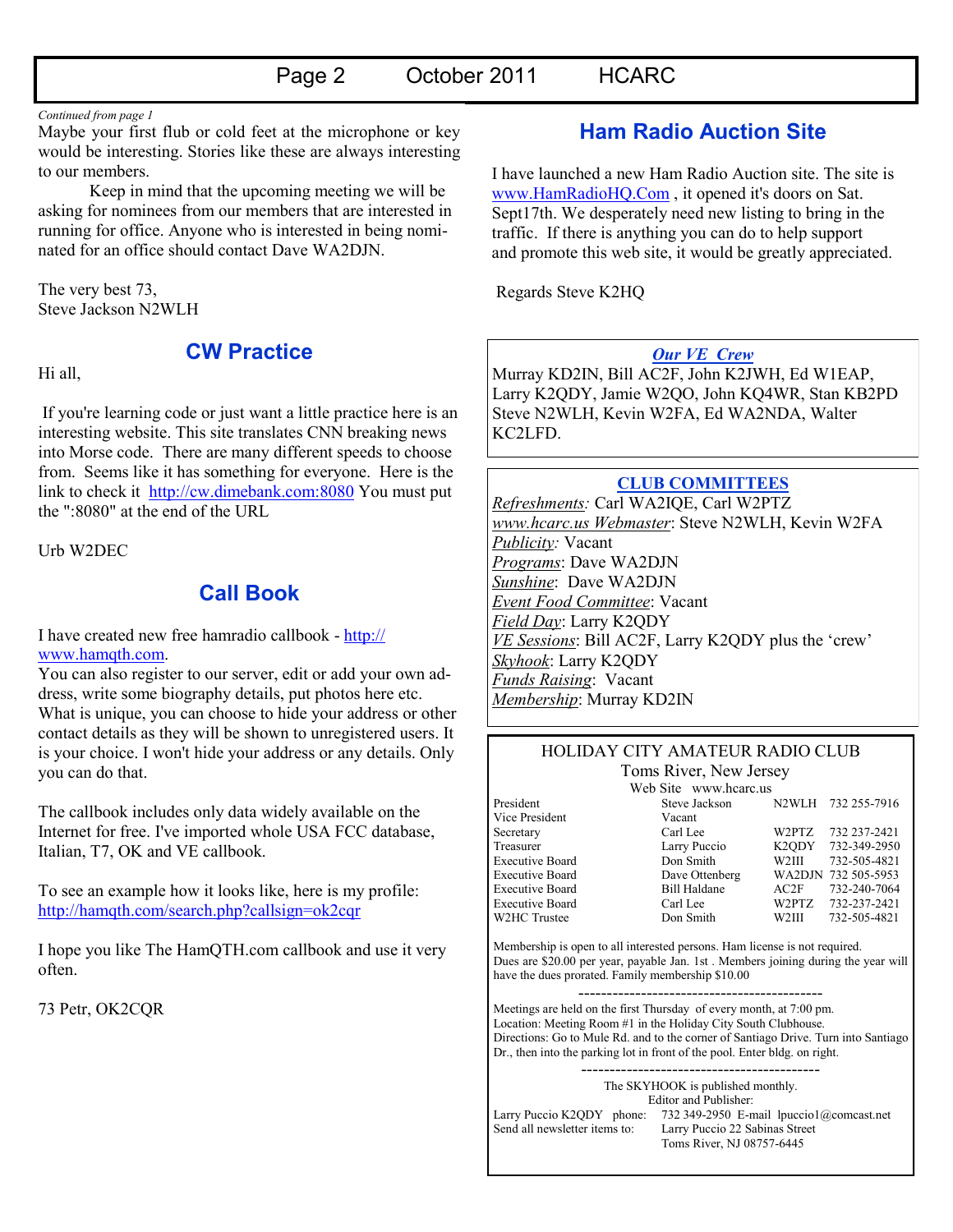*Continued from page 1*

Maybe your first flub or cold feet at the microphone or key would be interesting. Stories like these are always interesting to our members.

Keep in mind that the upcoming meeting we will be asking for nominees from our members that are interested in running for office. Anyone who is interested in being nominated for an office should contact Dave WA2DJN.

The very best 73,
Steve Jackson N2WLH

## CW Practice

Hi all,

If you're learning code or just want a little practice here is an interesting website. This site translates CNN breaking news into Morse code. There are many different speeds to choose from. Seems like it has something for everyone. Here is the link to check it http://cw.dimebank.com:8080 You must put the ":8080" at the end of the URL

Urb W2DEC

## Call Book

I have created new free hamradio callbook - http://www.hamqth.com.

You can also register to our server, edit or add your own address, write some biography details, put photos here etc. What is unique, you can choose to hide your address or other contact details as they will be shown to unregistered users. It is your choice. I won't hide your address or any details. Only you can do that.

The callbook includes only data widely available on the Internet for free. I've imported whole USA FCC database, Italian, T7, OK and VE callbook.

To see an example how it looks like, here is my profile: http://hamqth.com/search.php?callsign=ok2cqr

I hope you like The HamQTH.com callbook and use it very often.

73 Petr, OK2CQR

## Ham Radio Auction Site

I have launched a new Ham Radio Auction site. The site is www.HamRadioHQ.Com , it opened it's doors on Sat. Sept17th. We desperately need new listing to bring in the traffic. If there is anything you can do to help support and promote this web site, it would be greatly appreciated.

Regards Steve K2HQ

### *Our VE Crew*

Murray KD2IN, Bill AC2F, John K2JWH, Ed W1EAP, Larry K2QDY, Jamie W2QO, John KQ4WR, Stan KB2PD Steve N2WLH, Kevin W2FA, Ed WA2NDA, Walter KC2LFD.

### CLUB COMMITTEES

*Refreshments:* Carl WA2IQE, Carl W2PTZ
*www.hcarc.us Webmaster*: Steve N2WLH, Kevin W2FA
*Publicity:* Vacant
*Programs*: Dave WA2DJN
*Sunshine*: Dave WA2DJN
*Event Food Committee*: Vacant
*Field Day*: Larry K2QDY
*VE Sessions*: Bill AC2F, Larry K2QDY plus the 'crew'
*Skyhook*: Larry K2QDY
*Funds Raising*: Vacant
*Membership*: Murray KD2IN

### HOLIDAY CITY AMATEUR RADIO CLUB

Toms River, New Jersey

Web Site www.hcarc.us

| | | | |
|---|---|---|---|
| President | Steve Jackson | N2WLH | 732 255-7916 |
| Vice President | Vacant | | |
| Secretary | Carl Lee | W2PTZ | 732 237-2421 |
| Treasurer | Larry Puccio | K2QDY | 732-349-2950 |
| Executive Board | Don Smith | W2III | 732-505-4821 |
| Executive Board | Dave Ottenberg | WA2DJN | 732 505-5953 |
| Executive Board | Bill Haldane | AC2F | 732-240-7064 |
| Executive Board | Carl Lee | W2PTZ | 732-237-2421 |
| W2HC Trustee | Don Smith | W2III | 732-505-4821 |

Membership is open to all interested persons. Ham license is not required. Dues are $20.00 per year, payable Jan. 1st . Members joining during the year will have the dues prorated. Family membership $10.00

Meetings are held on the first Thursday of every month, at 7:00 pm.
Location: Meeting Room #1 in the Holiday City South Clubhouse.
Directions: Go to Mule Rd. and to the corner of Santiago Drive. Turn into Santiago Dr., then into the parking lot in front of the pool. Enter bldg. on right.

The SKYHOOK is published monthly.
Editor and Publisher:
Larry Puccio K2QDY phone: 732 349-2950 E-mail lpuccio1@comcast.net
Send all newsletter items to: Larry Puccio 22 Sabinas Street
Toms River, NJ 08757-6445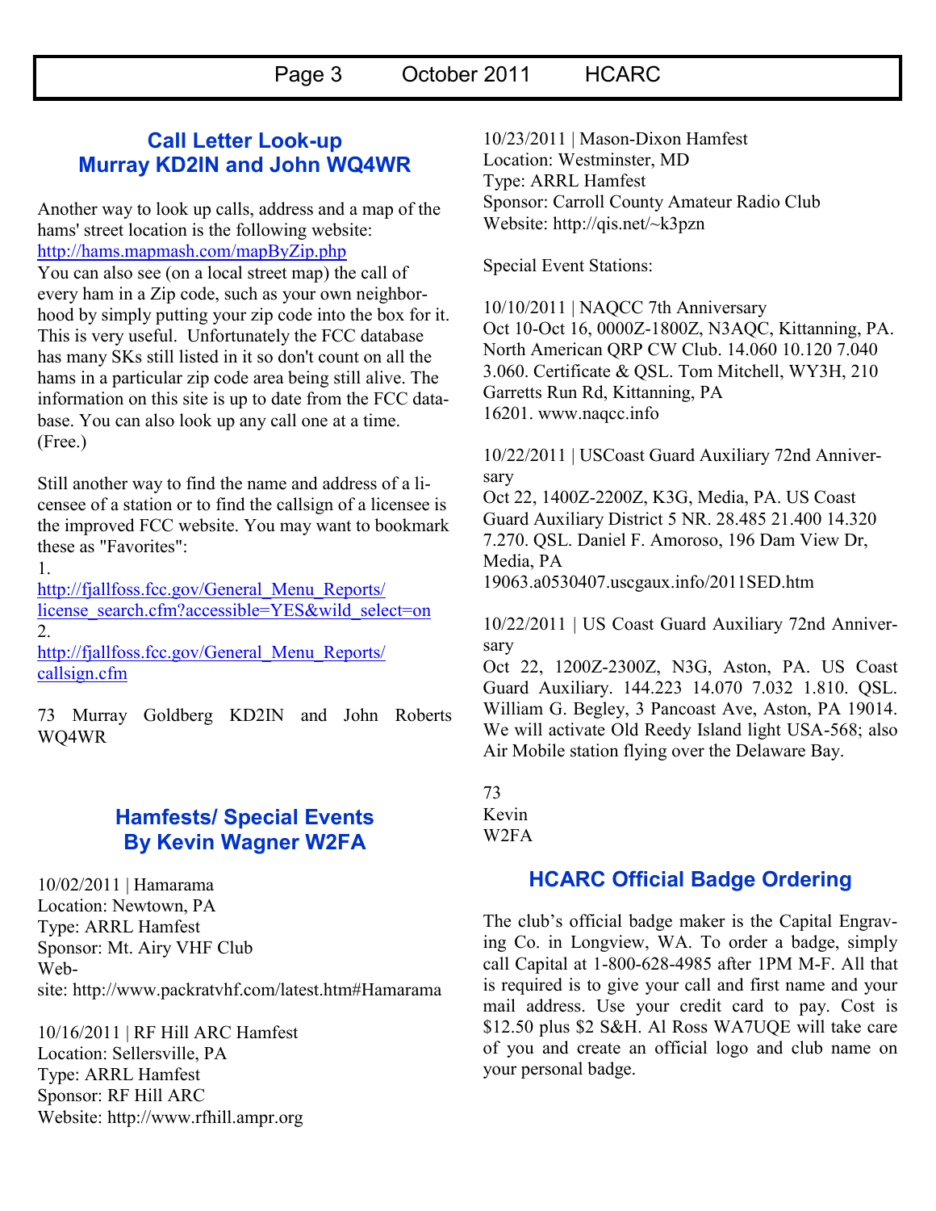## Call Letter Look-up
## Murray KD2IN and John WQ4WR

Another way to look up calls, address and a map of the hams' street location is the following website: http://hams.mapmash.com/mapByZip.php
You can also see (on a local street map) the call of every ham in a Zip code, such as your own neighborhood by simply putting your zip code into the box for it. This is very useful. Unfortunately the FCC database has many SKs still listed in it so don't count on all the hams in a particular zip code area being still alive. The information on this site is up to date from the FCC database. You can also look up any call one at a time. (Free.)

Still another way to find the name and address of a licensee of a station or to find the callsign of a licensee is the improved FCC website. You may want to bookmark these as "Favorites":
1.
http://fjallfoss.fcc.gov/General_Menu_Reports/license_search.cfm?accessible=YES&wild_select=on
2.
http://fjallfoss.fcc.gov/General_Menu_Reports/callsign.cfm

73 Murray Goldberg KD2IN and John Roberts WQ4WR

## Hamfests/ Special Events
## By Kevin Wagner W2FA

10/02/2011 | Hamarama
Location: Newtown, PA
Type: ARRL Hamfest
Sponsor: Mt. Airy VHF Club
Website: http://www.packratvhf.com/latest.htm#Hamarama

10/16/2011 | RF Hill ARC Hamfest
Location: Sellersville, PA
Type: ARRL Hamfest
Sponsor: RF Hill ARC
Website: http://www.rfhill.ampr.org

10/23/2011 | Mason-Dixon Hamfest
Location: Westminster, MD
Type: ARRL Hamfest
Sponsor: Carroll County Amateur Radio Club
Website: http://qis.net/~k3pzn

Special Event Stations:

10/10/2011 | NAQCC 7th Anniversary
Oct 10-Oct 16, 0000Z-1800Z, N3AQC, Kittanning, PA. North American QRP CW Club. 14.060 10.120 7.040 3.060. Certificate & QSL. Tom Mitchell, WY3H, 210 Garretts Run Rd, Kittanning, PA
16201. www.naqcc.info

10/22/2011 | USCoast Guard Auxiliary 72nd Anniversary
Oct 22, 1400Z-2200Z, K3G, Media, PA. US Coast Guard Auxiliary District 5 NR. 28.485 21.400 14.320 7.270. QSL. Daniel F. Amoroso, 196 Dam View Dr, Media, PA
19063.a0530407.uscgaux.info/2011SED.htm

10/22/2011 | US Coast Guard Auxiliary 72nd Anniversary
Oct 22, 1200Z-2300Z, N3G, Aston, PA. US Coast Guard Auxiliary. 144.223 14.070 7.032 1.810. QSL. William G. Begley, 3 Pancoast Ave, Aston, PA 19014. We will activate Old Reedy Island light USA-568; also Air Mobile station flying over the Delaware Bay.

73
Kevin
W2FA

## HCARC Official Badge Ordering

The club's official badge maker is the Capital Engraving Co. in Longview, WA. To order a badge, simply call Capital at 1-800-628-4985 after 1PM M-F. All that is required is to give your call and first name and your mail address. Use your credit card to pay. Cost is $12.50 plus $2 S&H. Al Ross WA7UQE will take care of you and create an official logo and club name on your personal badge.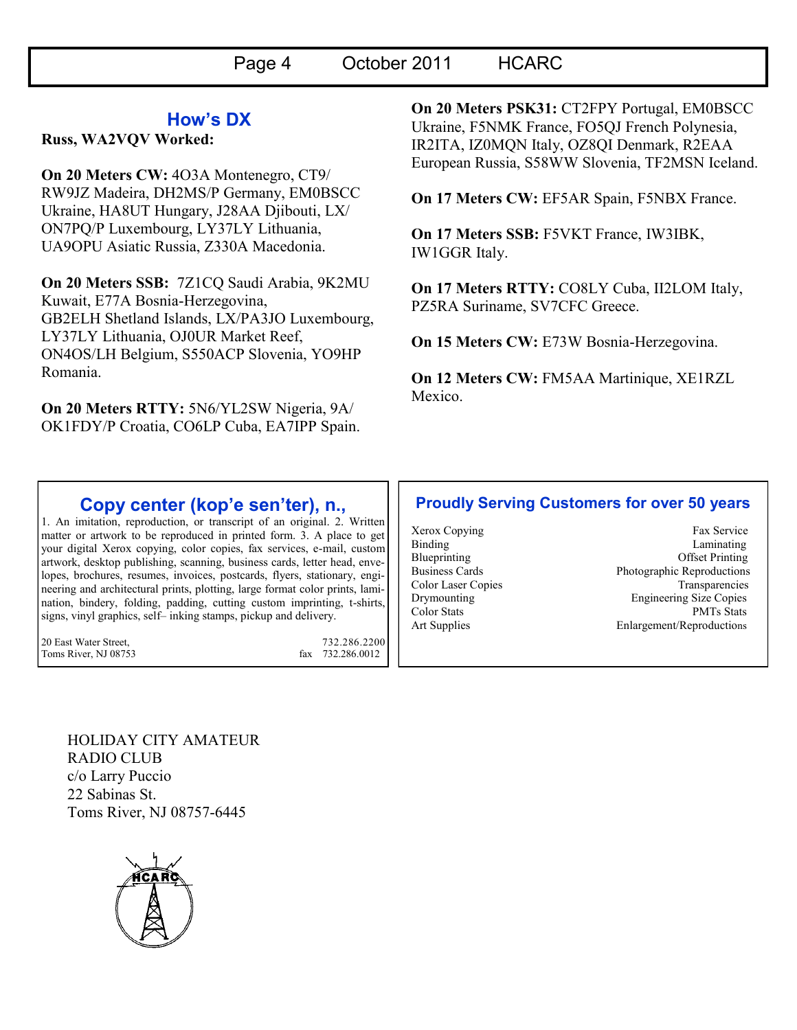## How's DX

**Russ, WA2VQV Worked:**

**On 20 Meters CW:** 4O3A Montenegro, CT9/RW9JZ Madeira, DH2MS/P Germany, EM0BSCC Ukraine, HA8UT Hungary, J28AA Djibouti, LX/ON7PQ/P Luxembourg, LY37LY Lithuania, UA9OPU Asiatic Russia, Z330A Macedonia.

**On 20 Meters SSB:** 7Z1CQ Saudi Arabia, 9K2MU Kuwait, E77A Bosnia-Herzegovina, GB2ELH Shetland Islands, LX/PA3JO Luxembourg, LY37LY Lithuania, OJ0UR Market Reef, ON4OS/LH Belgium, S550ACP Slovenia, YO9HP Romania.

**On 20 Meters RTTY:** 5N6/YL2SW Nigeria, 9A/OK1FDY/P Croatia, CO6LP Cuba, EA7IPP Spain.

**On 20 Meters PSK31:** CT2FPY Portugal, EM0BSCC Ukraine, F5NMK France, FO5QJ French Polynesia, IR2ITA, IZ0MQN Italy, OZ8QI Denmark, R2EAA European Russia, S58WW Slovenia, TF2MSN Iceland.

**On 17 Meters CW:** EF5AR Spain, F5NBX France.

**On 17 Meters SSB:** F5VKT France, IW3IBK, IW1GGR Italy.

**On 17 Meters RTTY:** CO8LY Cuba, II2LOM Italy, PZ5RA Suriname, SV7CFC Greece.

**On 15 Meters CW:** E73W Bosnia-Herzegovina.

**On 12 Meters CW:** FM5AA Martinique, XE1RZL Mexico.

## Copy center (kop'e sen'ter), n.,

1. An imitation, reproduction, or transcript of an original. 2. Written matter or artwork to be reproduced in printed form. 3. A place to get your digital Xerox copying, color copies, fax services, e-mail, custom artwork, desktop publishing, scanning, business cards, letter head, envelopes, brochures, resumes, invoices, postcards, flyers, stationary, engineering and architectural prints, plotting, large format color prints, lamination, bindery, folding, padding, cutting custom imprinting, t-shirts, signs, vinyl graphics, self– inking stamps, pickup and delivery.

20 East Water Street, Toms River, NJ 08753
732.286.2200
fax 732.286.0012

## Proudly Serving Customers for over 50 years

| | |
|---|---|
| Xerox Copying | Fax Service |
| Binding | Laminating |
| Blueprinting | Offset Printing |
| Business Cards | Photographic Reproductions |
| Color Laser Copies | Transparencies |
| Drymounting | Engineering Size Copies |
| Color Stats | PMTs Stats |
| Art Supplies | Enlargement/Reproductions |

HOLIDAY CITY AMATEUR RADIO CLUB
c/o Larry Puccio
22 Sabinas St.
Toms River, NJ 08757-6445

HCARC